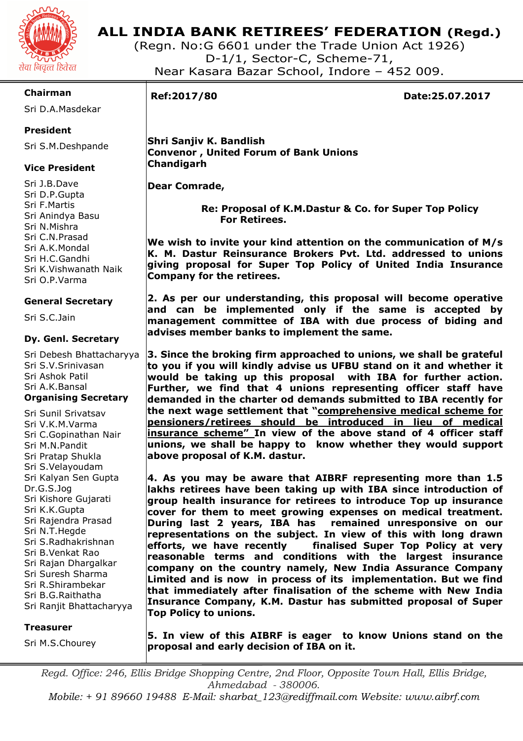# ALL INDIA BANK RETIREES' FEDERATION (Regd.)

(Regn. No:G 6601 under the Trade Union Act 1926)
D-1/1, Sector-C, Scheme-71,
Near Kasara Bazar School, Indore – 452 009.

सेवा निवृत्त हितैरत

**Chairman**
Sri D.A.Masdekar

**President**
Sri S.M.Deshpande

**Vice President**
Sri J.B.Dave
Sri D.P.Gupta
Sri F.Martis
Sri Anindya Basu
Sri N.Mishra
Sri C.N.Prasad
Sri A.K.Mondal
Sri H.C.Gandhi
Sri K.Vishwanath Naik
Sri O.P.Varma

**General Secretary**
Sri S.C.Jain

**Dy. Genl. Secretary**
Sri Debesh Bhattacharyya
Sri S.V.Srinivasan
Sri Ashok Patil
Sri A.K.Bansal

**Organising Secretary**
Sri Sunil Srivatsav
Sri V.K.M.Varma
Sri C.Gopinathan Nair
Sri M.N.Pandit
Sri Pratap Shukla
Sri S.Velayoudam
Sri Kalyan Sen Gupta
Dr.G.S.Jog
Sri Kishore Gujarati
Sri K.K.Gupta
Sri Rajendra Prasad
Sri N.T.Hegde
Sri S.Radhakrishnan
Sri B.Venkat Rao
Sri Rajan Dhargalkar
Sri Suresh Sharma
Sri R.Shirambekar
Sri B.G.Raithatha
Sri Ranjit Bhattacharyya

**Treasurer**
Sri M.S.Chourey

---

**Ref:2017/80** **Date:25.07.2017**

**Shri Sanjiv K. Bandlish**
**Convenor , United Forum of Bank Unions**
**Chandigarh**

**Dear Comrade,**

**Re: Proposal of K.M.Dastur & Co. for Super Top Policy For Retirees.**

**We wish to invite your kind attention on the communication of M/s K. M. Dastur Reinsurance Brokers Pvt. Ltd. addressed to unions giving proposal for Super Top Policy of United India Insurance Company for the retirees.**

**2. As per our understanding, this proposal will become operative and can be implemented only if the same is accepted by management committee of IBA with due process of biding and advises member banks to implement the same.**

**3. Since the broking firm approached to unions, we shall be grateful to you if you will kindly advise us UFBU stand on it and whether it would be taking up this proposal with IBA for further action. Further, we find that 4 unions representing officer staff have demanded in the charter od demands submitted to IBA recently for the next wage settlement that "<u>comprehensive medical scheme for pensioners/retirees should be introduced in lieu of medical insurance scheme"</u> In view of the above stand of 4 officer staff unions, we shall be happy to know whether they would support above proposal of K.M. dastur.**

**4. As you may be aware that AIBRF representing more than 1.5 lakhs retirees have been taking up with IBA since introduction of group health insurance for retirees to introduce Top up insurance cover for them to meet growing expenses on medical treatment. During last 2 years, IBA has remained unresponsive on our representations on the subject. In view of this with long drawn efforts, we have recently finalised Super Top Policy at very reasonable terms and conditions with the largest insurance company on the country namely, New India Assurance Company Limited and is now in process of its implementation. But we find that immediately after finalisation of the scheme with New India Insurance Company, K.M. Dastur has submitted proposal of Super Top Policy to unions.**

**5. In view of this AIBRF is eager to know Unions stand on the proposal and early decision of IBA on it.**

*Regd. Office: 246, Ellis Bridge Shopping Centre, 2nd Floor, Opposite Town Hall, Ellis Bridge, Ahmedabad - 380006.*
*Mobile: + 91 89660 19488 E-Mail: sharbat_123@rediffmail.com Website: www.aibrf.com*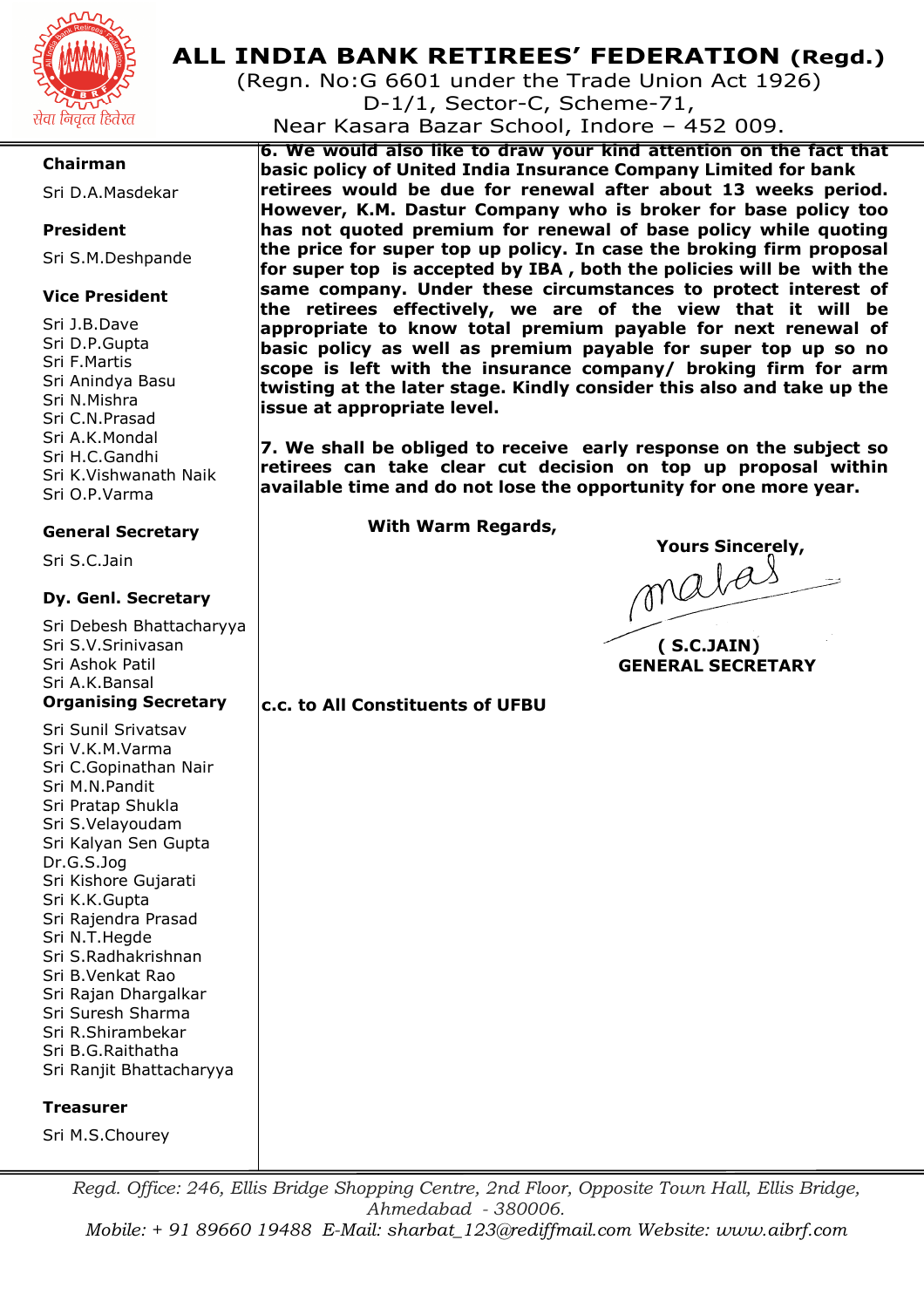# ALL INDIA BANK RETIREES' FEDERATION (Regd.)

(Regn. No:G 6601 under the Trade Union Act 1926)
D-1/1, Sector-C, Scheme-71,
Near Kasara Bazar School, Indore – 452 009.

सेवा निवृत्त हितेरत

**Chairman**

Sri D.A.Masdekar

**President**

Sri S.M.Deshpande

**Vice President**

Sri J.B.Dave
Sri D.P.Gupta
Sri F.Martis
Sri Anindya Basu
Sri N.Mishra
Sri C.N.Prasad
Sri A.K.Mondal
Sri H.C.Gandhi
Sri K.Vishwanath Naik
Sri O.P.Varma

**General Secretary**

Sri S.C.Jain

**Dy. Genl. Secretary**

Sri Debesh Bhattacharyya
Sri S.V.Srinivasan
Sri Ashok Patil
Sri A.K.Bansal

**Organising Secretary**

Sri Sunil Srivatsav
Sri V.K.M.Varma
Sri C.Gopinathan Nair
Sri M.N.Pandit
Sri Pratap Shukla
Sri S.Velayoudam
Sri Kalyan Sen Gupta
Dr.G.S.Jog
Sri Kishore Gujarati
Sri K.K.Gupta
Sri Rajendra Prasad
Sri N.T.Hegde
Sri S.Radhakrishnan
Sri B.Venkat Rao
Sri Rajan Dhargalkar
Sri Suresh Sharma
Sri R.Shirambekar
Sri B.G.Raithatha
Sri Ranjit Bhattacharyya

**Treasurer**

Sri M.S.Chourey

**6. We would also like to draw your kind attention on the fact that basic policy of United India Insurance Company Limited for bank retirees would be due for renewal after about 13 weeks period. However, K.M. Dastur Company who is broker for base policy too has not quoted premium for renewal of base policy while quoting the price for super top up policy. In case the broking firm proposal for super top is accepted by IBA , both the policies will be with the same company. Under these circumstances to protect interest of the retirees effectively, we are of the view that it will be appropriate to know total premium payable for next renewal of basic policy as well as premium payable for super top up so no scope is left with the insurance company/ broking firm for arm twisting at the later stage. Kindly consider this also and take up the issue at appropriate level.**

**7. We shall be obliged to receive early response on the subject so retirees can take clear cut decision on top up proposal within available time and do not lose the opportunity for one more year.**

**With Warm Regards,**

**Yours Sincerely,**

**( S.C.JAIN)**
**GENERAL SECRETARY**

**c.c. to All Constituents of UFBU**

*Regd. Office: 246, Ellis Bridge Shopping Centre, 2nd Floor, Opposite Town Hall, Ellis Bridge, Ahmedabad - 380006.*
*Mobile: + 91 89660 19488 E-Mail: sharbat_123@rediffmail.com Website: www.aibrf.com*